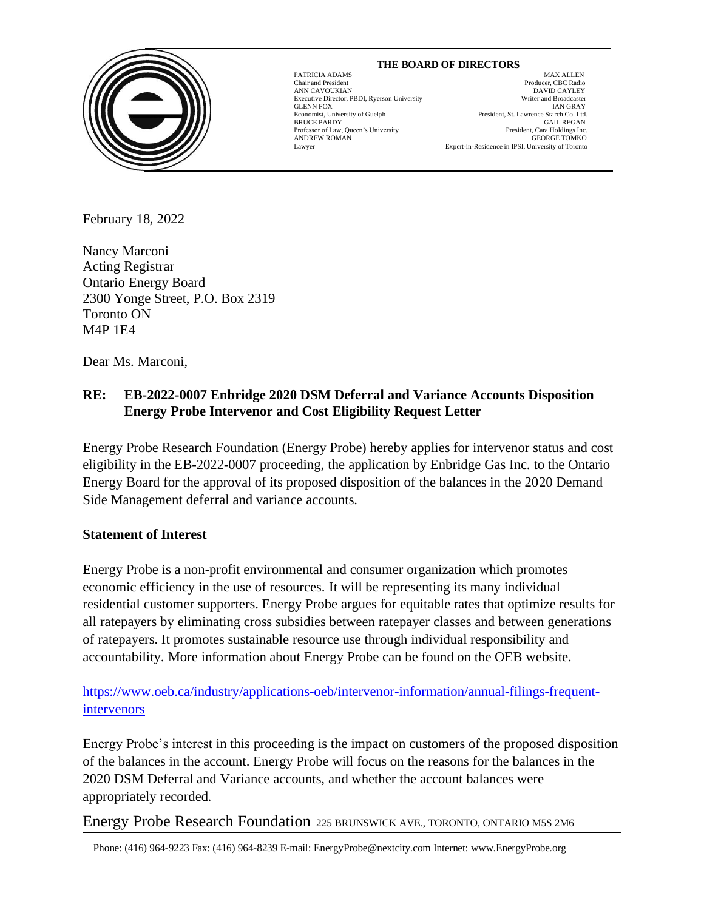**THE BOARD OF DIRECTORS**

| | |
|---|---|
| PATRICIA ADAMS<br>Chair and President | MAX ALLEN<br>Producer, CBC Radio |
| ANN CAVOUKIAN<br>Executive Director, PBDI, Ryerson University | DAVID CAYLEY<br>Writer and Broadcaster |
| GLENN FOX<br>Economist, University of Guelph | IAN GRAY<br>President, St. Lawrence Starch Co. Ltd. |
| BRUCE PARDY<br>Professor of Law, Queen's University | GAIL REGAN<br>President, Cara Holdings Inc. |
| ANDREW ROMAN<br>Lawyer | GEORGE TOMKO<br>Expert-in-Residence in IPSI, University of Toronto |

February 18, 2022

Nancy Marconi
Acting Registrar
Ontario Energy Board
2300 Yonge Street, P.O. Box 2319
Toronto ON
M4P 1E4

Dear Ms. Marconi,

**RE: EB-2022-0007 Enbridge 2020 DSM Deferral and Variance Accounts Disposition Energy Probe Intervenor and Cost Eligibility Request Letter**

Energy Probe Research Foundation (Energy Probe) hereby applies for intervenor status and cost eligibility in the EB-2022-0007 proceeding, the application by Enbridge Gas Inc. to the Ontario Energy Board for the approval of its proposed disposition of the balances in the 2020 Demand Side Management deferral and variance accounts.

**Statement of Interest**

Energy Probe is a non-profit environmental and consumer organization which promotes economic efficiency in the use of resources. It will be representing its many individual residential customer supporters. Energy Probe argues for equitable rates that optimize results for all ratepayers by eliminating cross subsidies between ratepayer classes and between generations of ratepayers. It promotes sustainable resource use through individual responsibility and accountability. More information about Energy Probe can be found on the OEB website.

https://www.oeb.ca/industry/applications-oeb/intervenor-information/annual-filings-frequent-intervenors

Energy Probe's interest in this proceeding is the impact on customers of the proposed disposition of the balances in the account. Energy Probe will focus on the reasons for the balances in the 2020 DSM Deferral and Variance accounts, and whether the account balances were appropriately recorded.

Energy Probe Research Foundation 225 BRUNSWICK AVE., TORONTO, ONTARIO M5S 2M6

Phone: (416) 964-9223 Fax: (416) 964-8239 E-mail: EnergyProbe@nextcity.com Internet: www.EnergyProbe.org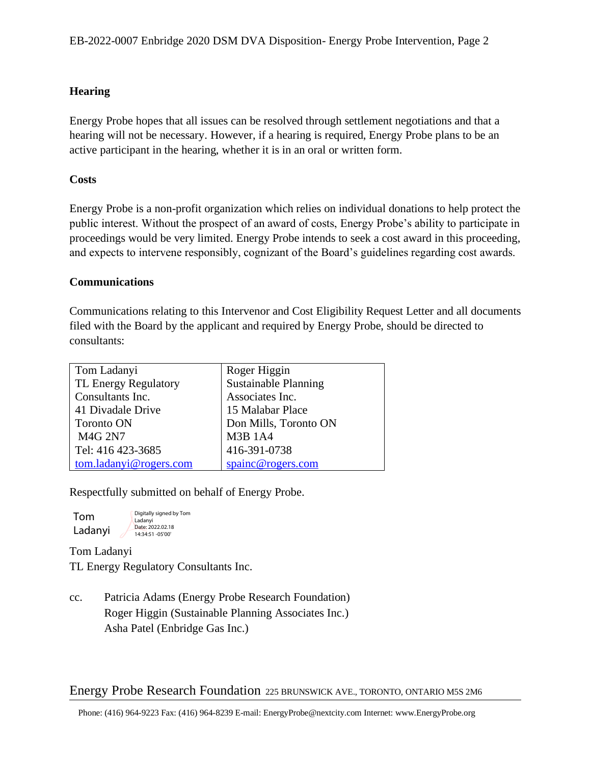### Hearing

Energy Probe hopes that all issues can be resolved through settlement negotiations and that a hearing will not be necessary. However, if a hearing is required, Energy Probe plans to be an active participant in the hearing, whether it is in an oral or written form.

### Costs

Energy Probe is a non-profit organization which relies on individual donations to help protect the public interest. Without the prospect of an award of costs, Energy Probe's ability to participate in proceedings would be very limited. Energy Probe intends to seek a cost award in this proceeding, and expects to intervene responsibly, cognizant of the Board's guidelines regarding cost awards.

### Communications

Communications relating to this Intervenor and Cost Eligibility Request Letter and all documents filed with the Board by the applicant and required by Energy Probe, should be directed to consultants:

| | |
|---|---|
| Tom Ladanyi<br>TL Energy Regulatory Consultants Inc.<br>41 Divadale Drive<br>Toronto ON<br>M4G 2N7<br>Tel: 416 423-3685<br>tom.ladanyi@rogers.com | Roger Higgin<br>Sustainable Planning Associates Inc.<br>15 Malabar Place<br>Don Mills, Toronto ON<br>M3B 1A4<br>416-391-0738<br>spainc@rogers.com |

Respectfully submitted on behalf of Energy Probe.

Tom Ladanyi — Digitally signed by Tom Ladanyi Date: 2022.02.18 14:34:51 -05'00'

Tom Ladanyi
TL Energy Regulatory Consultants Inc.

cc. Patricia Adams (Energy Probe Research Foundation)
Roger Higgin (Sustainable Planning Associates Inc.)
Asha Patel (Enbridge Gas Inc.)